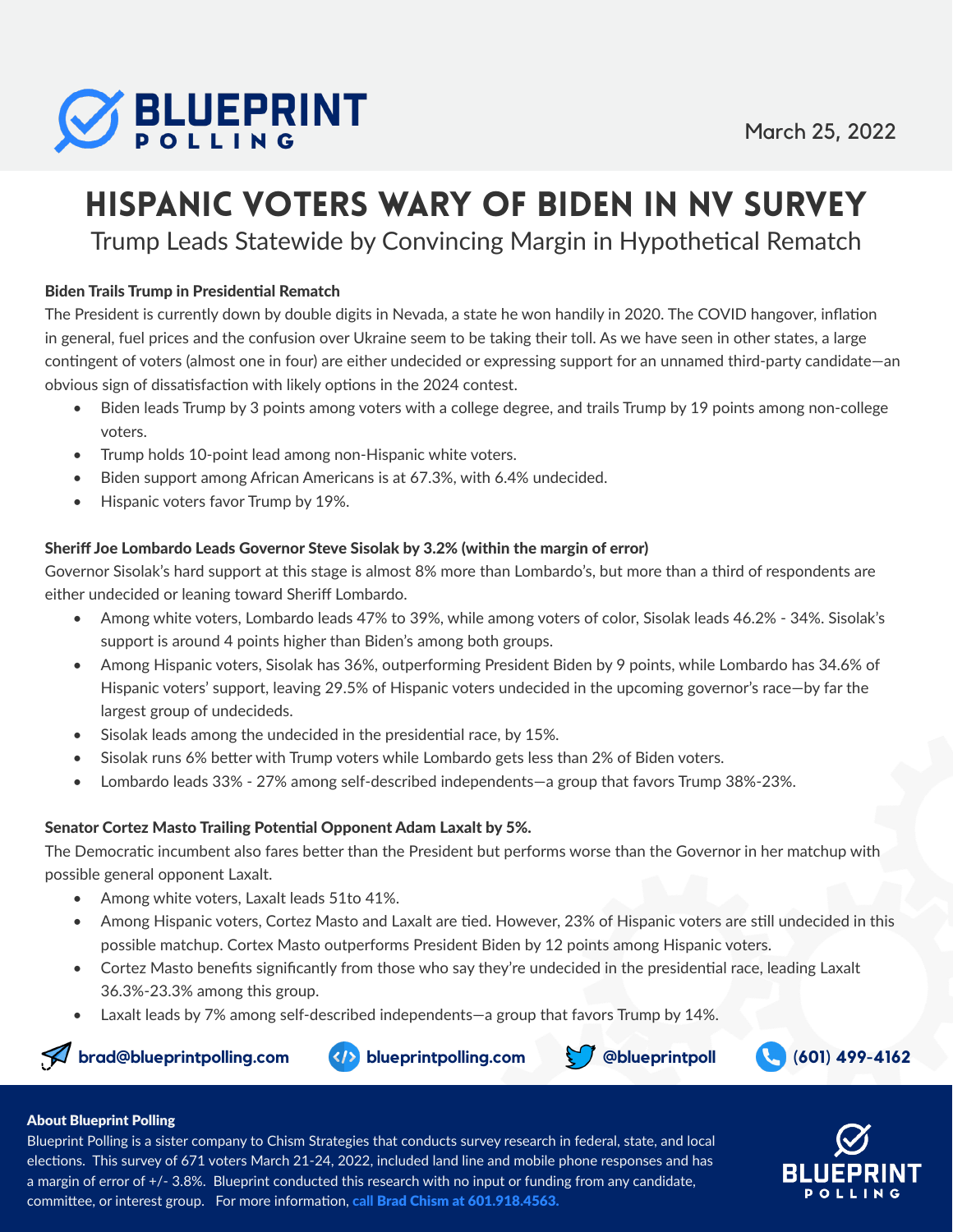# BLUEPRINT POLLING

March 25, 2022

# HISPANIC VOTERS WARY OF BIDEN IN NV SURVEY

## Trump Leads Statewide by Convincing Margin in Hypothetical Rematch

**Biden Trails Trump in Presidential Rematch**

The President is currently down by double digits in Nevada, a state he won handily in 2020. The COVID hangover, inflation in general, fuel prices and the confusion over Ukraine seem to be taking their toll. As we have seen in other states, a large contingent of voters (almost one in four) are either undecided or expressing support for an unnamed third-party candidate—an obvious sign of dissatisfaction with likely options in the 2024 contest.

- Biden leads Trump by 3 points among voters with a college degree, and trails Trump by 19 points among non-college voters.
- Trump holds 10-point lead among non-Hispanic white voters.
- Biden support among African Americans is at 67.3%, with 6.4% undecided.
- Hispanic voters favor Trump by 19%.

**Sheriff Joe Lombardo Leads Governor Steve Sisolak by 3.2% (within the margin of error)**

Governor Sisolak's hard support at this stage is almost 8% more than Lombardo's, but more than a third of respondents are either undecided or leaning toward Sheriff Lombardo.

- Among white voters, Lombardo leads 47% to 39%, while among voters of color, Sisolak leads 46.2% - 34%. Sisolak's support is around 4 points higher than Biden's among both groups.
- Among Hispanic voters, Sisolak has 36%, outperforming President Biden by 9 points, while Lombardo has 34.6% of Hispanic voters' support, leaving 29.5% of Hispanic voters undecided in the upcoming governor's race—by far the largest group of undecideds.
- Sisolak leads among the undecided in the presidential race, by 15%.
- Sisolak runs 6% better with Trump voters while Lombardo gets less than 2% of Biden voters.
- Lombardo leads 33% - 27% among self-described independents—a group that favors Trump 38%-23%.

**Senator Cortez Masto Trailing Potential Opponent Adam Laxalt by 5%.**

The Democratic incumbent also fares better than the President but performs worse than the Governor in her matchup with possible general opponent Laxalt.

- Among white voters, Laxalt leads 51to 41%.
- Among Hispanic voters, Cortez Masto and Laxalt are tied. However, 23% of Hispanic voters are still undecided in this possible matchup. Cortex Masto outperforms President Biden by 12 points among Hispanic voters.
- Cortez Masto benefits significantly from those who say they're undecided in the presidential race, leading Laxalt 36.3%-23.3% among this group.
- Laxalt leads by 7% among self-described independents—a group that favors Trump by 14%.

brad@blueprintpolling.com | blueprintpolling.com | @blueprintpoll | (601) 499-4162

**About Blueprint Polling**

Blueprint Polling is a sister company to Chism Strategies that conducts survey research in federal, state, and local elections. This survey of 671 voters March 21-24, 2022, included land line and mobile phone responses and has a margin of error of +/- 3.8%. Blueprint conducted this research with no input or funding from any candidate, committee, or interest group. For more information, call Brad Chism at 601.918.4563.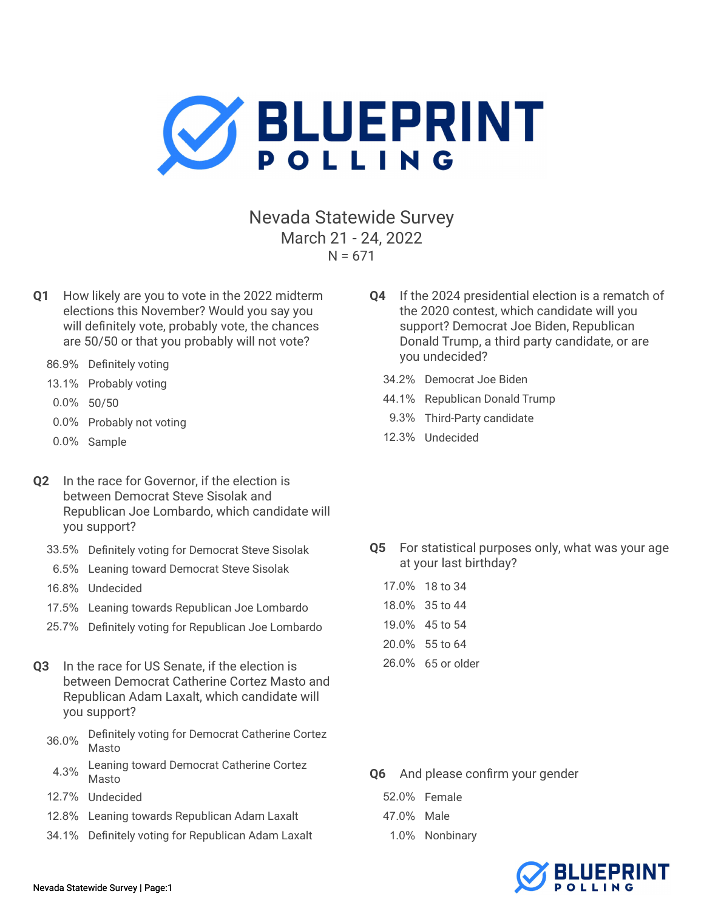# BLUEPRINT POLLING

## Nevada Statewide Survey

March 21 - 24, 2022

N = 671

**Q1** How likely are you to vote in the 2022 midterm elections this November? Would you say you will definitely vote, probably vote, the chances are 50/50 or that you probably will not vote?

| | |
|---|---|
| 86.9% | Definitely voting |
| 13.1% | Probably voting |
| 0.0% | 50/50 |
| 0.0% | Probably not voting |
| 0.0% | Sample |

**Q2** In the race for Governor, if the election is between Democrat Steve Sisolak and Republican Joe Lombardo, which candidate will you support?

| | |
|---|---|
| 33.5% | Definitely voting for Democrat Steve Sisolak |
| 6.5% | Leaning toward Democrat Steve Sisolak |
| 16.8% | Undecided |
| 17.5% | Leaning towards Republican Joe Lombardo |
| 25.7% | Definitely voting for Republican Joe Lombardo |

**Q3** In the race for US Senate, if the election is between Democrat Catherine Cortez Masto and Republican Adam Laxalt, which candidate will you support?

| | |
|---|---|
| 36.0% | Definitely voting for Democrat Catherine Cortez Masto |
| 4.3% | Leaning toward Democrat Catherine Cortez Masto |
| 12.7% | Undecided |
| 12.8% | Leaning towards Republican Adam Laxalt |
| 34.1% | Definitely voting for Republican Adam Laxalt |

**Q4** If the 2024 presidential election is a rematch of the 2020 contest, which candidate will you support? Democrat Joe Biden, Republican Donald Trump, a third party candidate, or are you undecided?

| | |
|---|---|
| 34.2% | Democrat Joe Biden |
| 44.1% | Republican Donald Trump |
| 9.3% | Third-Party candidate |
| 12.3% | Undecided |

**Q5** For statistical purposes only, what was your age at your last birthday?

| | |
|---|---|
| 17.0% | 18 to 34 |
| 18.0% | 35 to 44 |
| 19.0% | 45 to 54 |
| 20.0% | 55 to 64 |
| 26.0% | 65 or older |

**Q6** And please confirm your gender

| | |
|---|---|
| 52.0% | Female |
| 47.0% | Male |
| 1.0% | Nonbinary |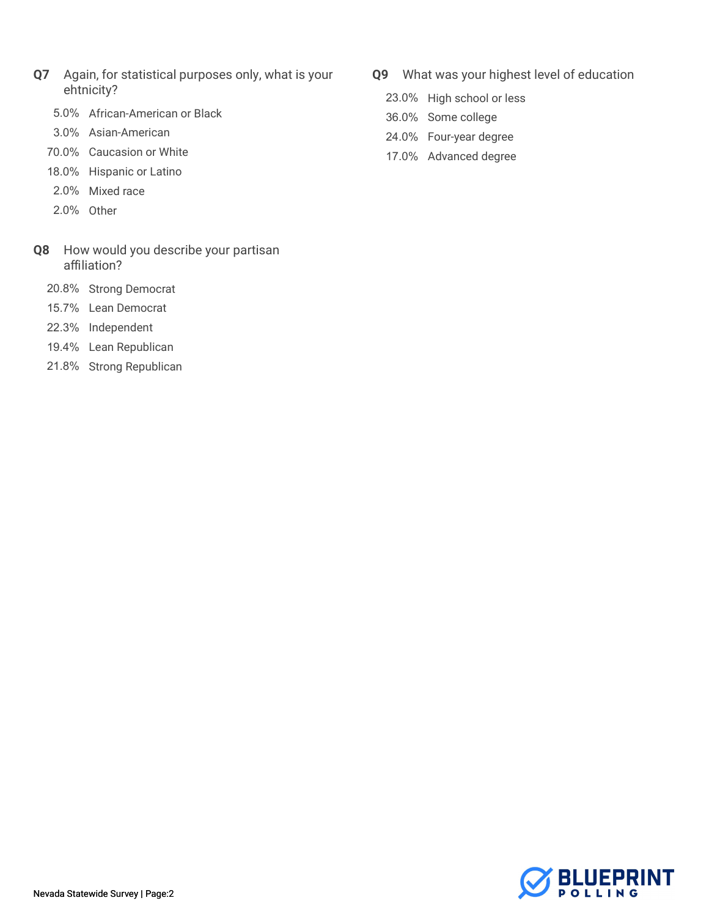**Q7** Again, for statistical purposes only, what is your ehtnicity?

| | |
|---|---|
| 5.0% | African-American or Black |
| 3.0% | Asian-American |
| 70.0% | Caucasion or White |
| 18.0% | Hispanic or Latino |
| 2.0% | Mixed race |
| 2.0% | Other |

**Q8** How would you describe your partisan affiliation?

| | |
|---|---|
| 20.8% | Strong Democrat |
| 15.7% | Lean Democrat |
| 22.3% | Independent |
| 19.4% | Lean Republican |
| 21.8% | Strong Republican |

**Q9** What was your highest level of education

| | |
|---|---|
| 23.0% | High school or less |
| 36.0% | Some college |
| 24.0% | Four-year degree |
| 17.0% | Advanced degree |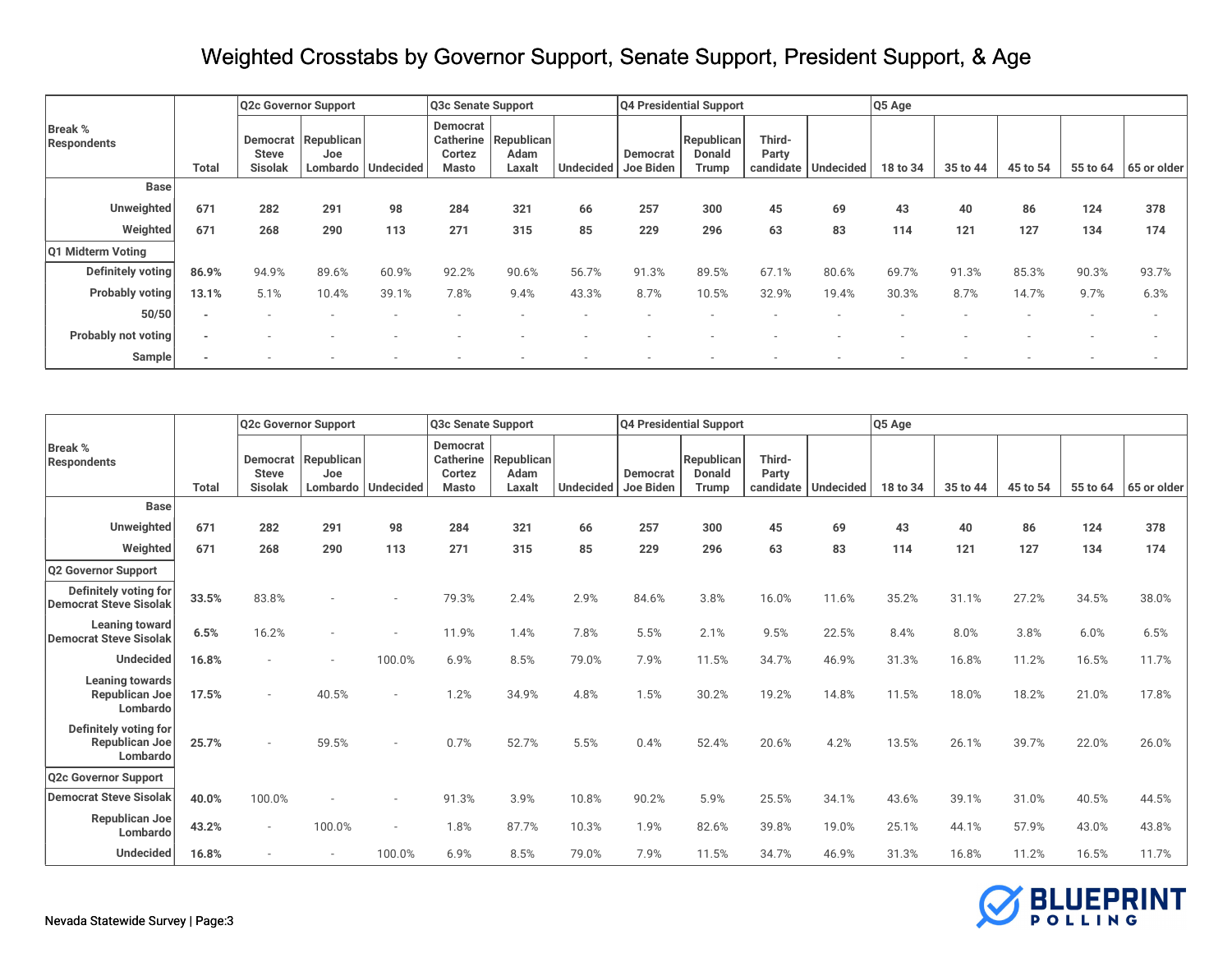# Weighted Crosstabs by Governor Support, Senate Support, President Support, & Age

| Break % Respondents | Total | Q2c Governor Support | | | Q3c Senate Support | | | Q4 Presidential Support | | | | Q5 Age | | | | |
|---|---|---|---|---|---|---|---|---|---|---|---|---|---|---|---|---|
| | | Democrat Steve Sisolak | Republican Joe Lombardo | Undecided | Democrat Catherine Cortez Masto | Republican Adam Laxalt | Undecided | Democrat Joe Biden | Republican Donald Trump | Third-Party candidate | Undecided | 18 to 34 | 35 to 44 | 45 to 54 | 55 to 64 | 65 or older |
| **Base** | | | | | | | | | | | | | | | | |
| **Unweighted** | **671** | **282** | **291** | **98** | **284** | **321** | **66** | **257** | **300** | **45** | **69** | **43** | **40** | **86** | **124** | **378** |
| **Weighted** | **671** | **268** | **290** | **113** | **271** | **315** | **85** | **229** | **296** | **63** | **83** | **114** | **121** | **127** | **134** | **174** |
| **Q1 Midterm Voting** | | | | | | | | | | | | | | | | |
| **Definitely voting** | **86.9%** | 94.9% | 89.6% | 60.9% | 92.2% | 90.6% | 56.7% | 91.3% | 89.5% | 67.1% | 80.6% | 69.7% | 91.3% | 85.3% | 90.3% | 93.7% |
| **Probably voting** | **13.1%** | 5.1% | 10.4% | 39.1% | 7.8% | 9.4% | 43.3% | 8.7% | 10.5% | 32.9% | 19.4% | 30.3% | 8.7% | 14.7% | 9.7% | 6.3% |
| **50/50** | **-** | - | - | - | - | - | - | - | - | - | - | - | - | - | - | - |
| **Probably not voting** | **-** | - | - | - | - | - | - | - | - | - | - | - | - | - | - | - |
| **Sample** | **-** | - | - | - | - | - | - | - | - | - | - | - | - | - | - | - |

| Break % Respondents | Total | Q2c Governor Support | | | Q3c Senate Support | | | Q4 Presidential Support | | | | Q5 Age | | | | |
|---|---|---|---|---|---|---|---|---|---|---|---|---|---|---|---|---|
| | | Democrat Steve Sisolak | Republican Joe Lombardo | Undecided | Democrat Catherine Cortez Masto | Republican Adam Laxalt | Undecided | Democrat Joe Biden | Republican Donald Trump | Third-Party candidate | Undecided | 18 to 34 | 35 to 44 | 45 to 54 | 55 to 64 | 65 or older |
| **Base** | | | | | | | | | | | | | | | | |
| **Unweighted** | **671** | **282** | **291** | **98** | **284** | **321** | **66** | **257** | **300** | **45** | **69** | **43** | **40** | **86** | **124** | **378** |
| **Weighted** | **671** | **268** | **290** | **113** | **271** | **315** | **85** | **229** | **296** | **63** | **83** | **114** | **121** | **127** | **134** | **174** |
| **Q2 Governor Support** | | | | | | | | | | | | | | | | |
| **Definitely voting for Democrat Steve Sisolak** | **33.5%** | 83.8% | - | - | 79.3% | 2.4% | 2.9% | 84.6% | 3.8% | 16.0% | 11.6% | 35.2% | 31.1% | 27.2% | 34.5% | 38.0% |
| **Leaning toward Democrat Steve Sisolak** | **6.5%** | 16.2% | - | - | 11.9% | 1.4% | 7.8% | 5.5% | 2.1% | 9.5% | 22.5% | 8.4% | 8.0% | 3.8% | 6.0% | 6.5% |
| **Undecided** | **16.8%** | - | - | 100.0% | 6.9% | 8.5% | 79.0% | 7.9% | 11.5% | 34.7% | 46.9% | 31.3% | 16.8% | 11.2% | 16.5% | 11.7% |
| **Leaning towards Republican Joe Lombardo** | **17.5%** | - | 40.5% | - | 1.2% | 34.9% | 4.8% | 1.5% | 30.2% | 19.2% | 14.8% | 11.5% | 18.0% | 18.2% | 21.0% | 17.8% |
| **Definitely voting for Republican Joe Lombardo** | **25.7%** | - | 59.5% | - | 0.7% | 52.7% | 5.5% | 0.4% | 52.4% | 20.6% | 4.2% | 13.5% | 26.1% | 39.7% | 22.0% | 26.0% |
| **Q2c Governor Support** | | | | | | | | | | | | | | | | |
| **Democrat Steve Sisolak** | **40.0%** | 100.0% | - | - | 91.3% | 3.9% | 10.8% | 90.2% | 5.9% | 25.5% | 34.1% | 43.6% | 39.1% | 31.0% | 40.5% | 44.5% |
| **Republican Joe Lombardo** | **43.2%** | - | 100.0% | - | 1.8% | 87.7% | 10.3% | 1.9% | 82.6% | 39.8% | 19.0% | 25.1% | 44.1% | 57.9% | 43.0% | 43.8% |
| **Undecided** | **16.8%** | - | - | 100.0% | 6.9% | 8.5% | 79.0% | 7.9% | 11.5% | 34.7% | 46.9% | 31.3% | 16.8% | 11.2% | 16.5% | 11.7% |

Nevada Statewide Survey | Page:3

BLUEPRINT POLLING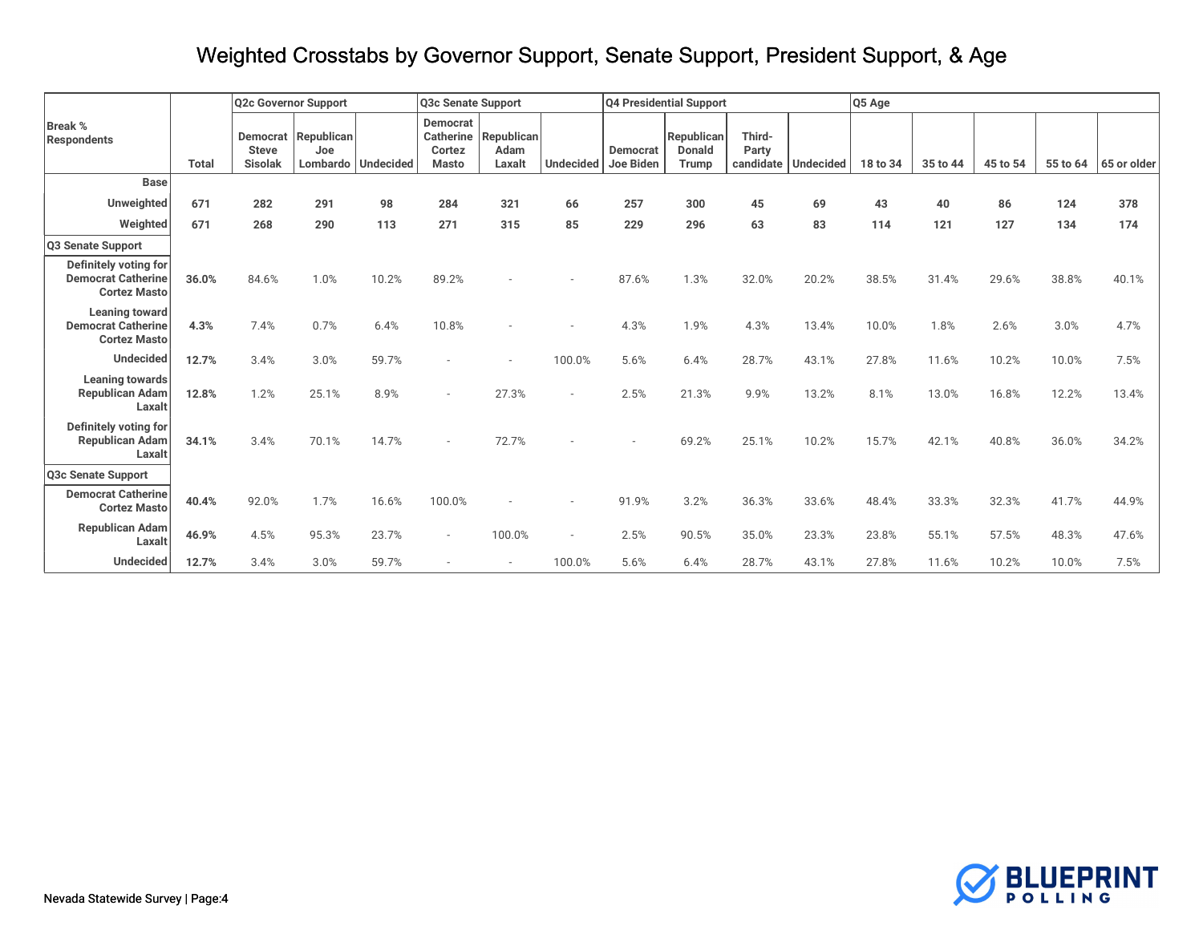# Weighted Crosstabs by Governor Support, Senate Support, President Support, & Age

| Break % Respondents | Total | Q2c Governor Support | | | Q3c Senate Support | | | Q4 Presidential Support | | | | Q5 Age | | | | |
|---|---|---|---|---|---|---|---|---|---|---|---|---|---|---|---|---|
| | | Democrat Steve Sisolak | Republican Joe Lombardo | Undecided | Democrat Catherine Cortez Masto | Republican Adam Laxalt | Undecided | Democrat Joe Biden | Republican Donald Trump | Third-Party candidate | Undecided | 18 to 34 | 35 to 44 | 45 to 54 | 55 to 64 | 65 or older |
| **Base** | | | | | | | | | | | | | | | | |
| **Unweighted** | **671** | **282** | **291** | **98** | **284** | **321** | **66** | **257** | **300** | **45** | **69** | **43** | **40** | **86** | **124** | **378** |
| **Weighted** | **671** | **268** | **290** | **113** | **271** | **315** | **85** | **229** | **296** | **63** | **83** | **114** | **121** | **127** | **134** | **174** |
| **Q3 Senate Support** | | | | | | | | | | | | | | | | |
| **Definitely voting for Democrat Catherine Cortez Masto** | **36.0%** | 84.6% | 1.0% | 10.2% | 89.2% | - | - | 87.6% | 1.3% | 32.0% | 20.2% | 38.5% | 31.4% | 29.6% | 38.8% | 40.1% |
| **Leaning toward Democrat Catherine Cortez Masto** | **4.3%** | 7.4% | 0.7% | 6.4% | 10.8% | - | - | 4.3% | 1.9% | 4.3% | 13.4% | 10.0% | 1.8% | 2.6% | 3.0% | 4.7% |
| **Undecided** | **12.7%** | 3.4% | 3.0% | 59.7% | - | - | 100.0% | 5.6% | 6.4% | 28.7% | 43.1% | 27.8% | 11.6% | 10.2% | 10.0% | 7.5% |
| **Leaning towards Republican Adam Laxalt** | **12.8%** | 1.2% | 25.1% | 8.9% | - | 27.3% | - | 2.5% | 21.3% | 9.9% | 13.2% | 8.1% | 13.0% | 16.8% | 12.2% | 13.4% |
| **Definitely voting for Republican Adam Laxalt** | **34.1%** | 3.4% | 70.1% | 14.7% | - | 72.7% | - | - | 69.2% | 25.1% | 10.2% | 15.7% | 42.1% | 40.8% | 36.0% | 34.2% |
| **Q3c Senate Support** | | | | | | | | | | | | | | | | |
| **Democrat Catherine Cortez Masto** | **40.4%** | 92.0% | 1.7% | 16.6% | 100.0% | - | - | 91.9% | 3.2% | 36.3% | 33.6% | 48.4% | 33.3% | 32.3% | 41.7% | 44.9% |
| **Republican Adam Laxalt** | **46.9%** | 4.5% | 95.3% | 23.7% | - | 100.0% | - | 2.5% | 90.5% | 35.0% | 23.3% | 23.8% | 55.1% | 57.5% | 48.3% | 47.6% |
| **Undecided** | **12.7%** | 3.4% | 3.0% | 59.7% | - | - | 100.0% | 5.6% | 6.4% | 28.7% | 43.1% | 27.8% | 11.6% | 10.2% | 10.0% | 7.5% |

Nevada Statewide Survey | Page:4

BLUEPRINT POLLING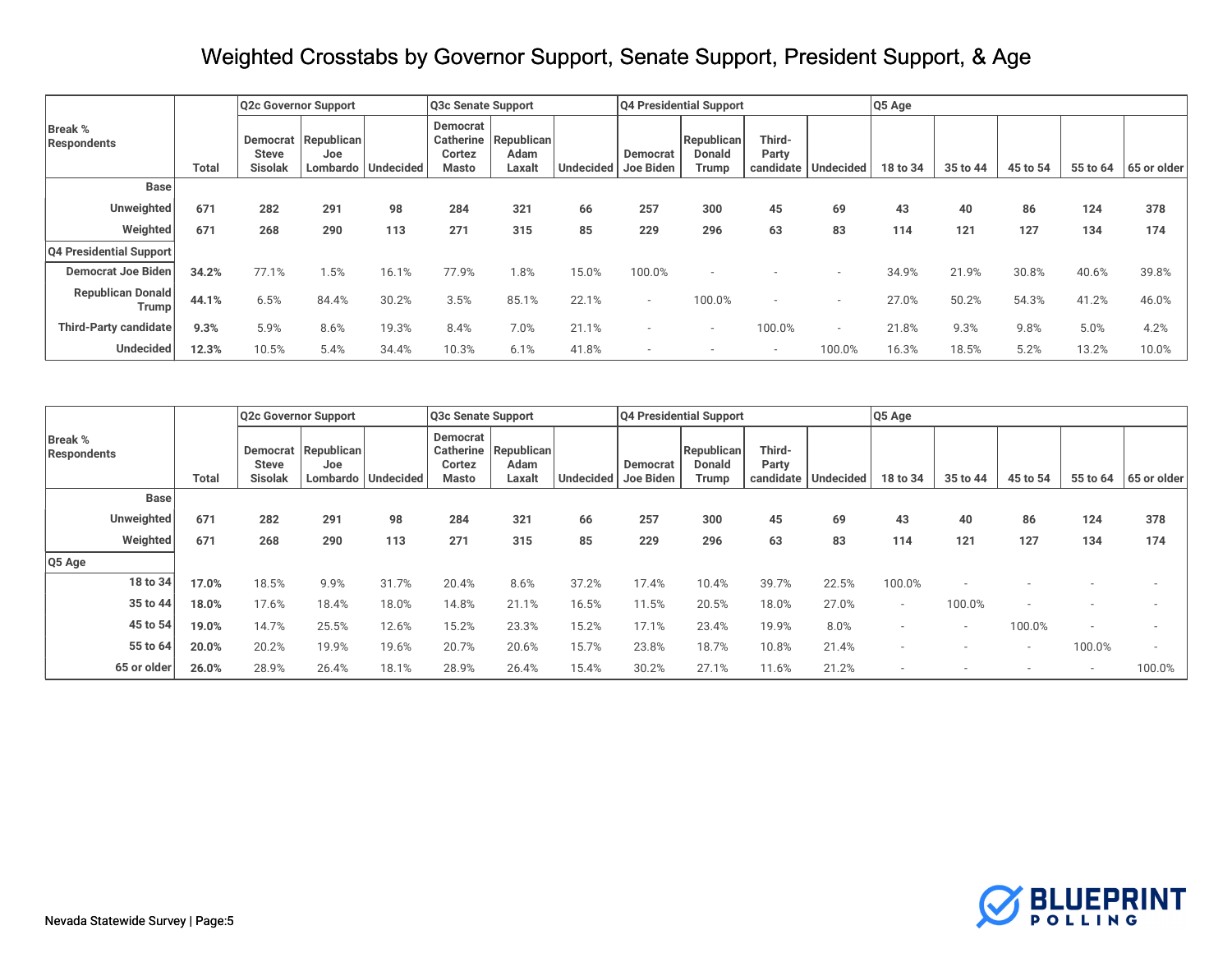# Weighted Crosstabs by Governor Support, Senate Support, President Support, & Age

| Break % Respondents | Total | Q2c Governor Support | | | Q3c Senate Support | | | Q4 Presidential Support | | | | Q5 Age | | | | |
|---|---|---|---|---|---|---|---|---|---|---|---|---|---|---|---|---|
| | | Democrat Steve Sisolak | Republican Joe Lombardo | Undecided | Democrat Catherine Cortez Masto | Republican Adam Laxalt | Undecided | Democrat Joe Biden | Republican Donald Trump | Third-Party candidate | Undecided | 18 to 34 | 35 to 44 | 45 to 54 | 55 to 64 | 65 or older |
| **Base** | | | | | | | | | | | | | | | | |
| **Unweighted** | **671** | **282** | **291** | **98** | **284** | **321** | **66** | **257** | **300** | **45** | **69** | **43** | **40** | **86** | **124** | **378** |
| **Weighted** | **671** | **268** | **290** | **113** | **271** | **315** | **85** | **229** | **296** | **63** | **83** | **114** | **121** | **127** | **134** | **174** |
| **Q4 Presidential Support** | | | | | | | | | | | | | | | | |
| **Democrat Joe Biden** | **34.2%** | 77.1% | 1.5% | 16.1% | 77.9% | 1.8% | 15.0% | 100.0% | - | - | - | 34.9% | 21.9% | 30.8% | 40.6% | 39.8% |
| **Republican Donald Trump** | **44.1%** | 6.5% | 84.4% | 30.2% | 3.5% | 85.1% | 22.1% | - | 100.0% | - | - | 27.0% | 50.2% | 54.3% | 41.2% | 46.0% |
| **Third-Party candidate** | **9.3%** | 5.9% | 8.6% | 19.3% | 8.4% | 7.0% | 21.1% | - | - | 100.0% | - | 21.8% | 9.3% | 9.8% | 5.0% | 4.2% |
| **Undecided** | **12.3%** | 10.5% | 5.4% | 34.4% | 10.3% | 6.1% | 41.8% | - | - | - | 100.0% | 16.3% | 18.5% | 5.2% | 13.2% | 10.0% |

| Break % Respondents | Total | Q2c Governor Support | | | Q3c Senate Support | | | Q4 Presidential Support | | | | Q5 Age | | | | |
|---|---|---|---|---|---|---|---|---|---|---|---|---|---|---|---|---|
| | | Democrat Steve Sisolak | Republican Joe Lombardo | Undecided | Democrat Catherine Cortez Masto | Republican Adam Laxalt | Undecided | Democrat Joe Biden | Republican Donald Trump | Third-Party candidate | Undecided | 18 to 34 | 35 to 44 | 45 to 54 | 55 to 64 | 65 or older |
| **Base** | | | | | | | | | | | | | | | | |
| **Unweighted** | **671** | **282** | **291** | **98** | **284** | **321** | **66** | **257** | **300** | **45** | **69** | **43** | **40** | **86** | **124** | **378** |
| **Weighted** | **671** | **268** | **290** | **113** | **271** | **315** | **85** | **229** | **296** | **63** | **83** | **114** | **121** | **127** | **134** | **174** |
| **Q5 Age** | | | | | | | | | | | | | | | | |
| **18 to 34** | **17.0%** | 18.5% | 9.9% | 31.7% | 20.4% | 8.6% | 37.2% | 17.4% | 10.4% | 39.7% | 22.5% | 100.0% | - | - | - | - |
| **35 to 44** | **18.0%** | 17.6% | 18.4% | 18.0% | 14.8% | 21.1% | 16.5% | 11.5% | 20.5% | 18.0% | 27.0% | - | 100.0% | - | - | - |
| **45 to 54** | **19.0%** | 14.7% | 25.5% | 12.6% | 15.2% | 23.3% | 15.2% | 17.1% | 23.4% | 19.9% | 8.0% | - | - | 100.0% | - | - |
| **55 to 64** | **20.0%** | 20.2% | 19.9% | 19.6% | 20.7% | 20.6% | 15.7% | 23.8% | 18.7% | 10.8% | 21.4% | - | - | - | 100.0% | - |
| **65 or older** | **26.0%** | 28.9% | 26.4% | 18.1% | 28.9% | 26.4% | 15.4% | 30.2% | 27.1% | 11.6% | 21.2% | - | - | - | - | 100.0% |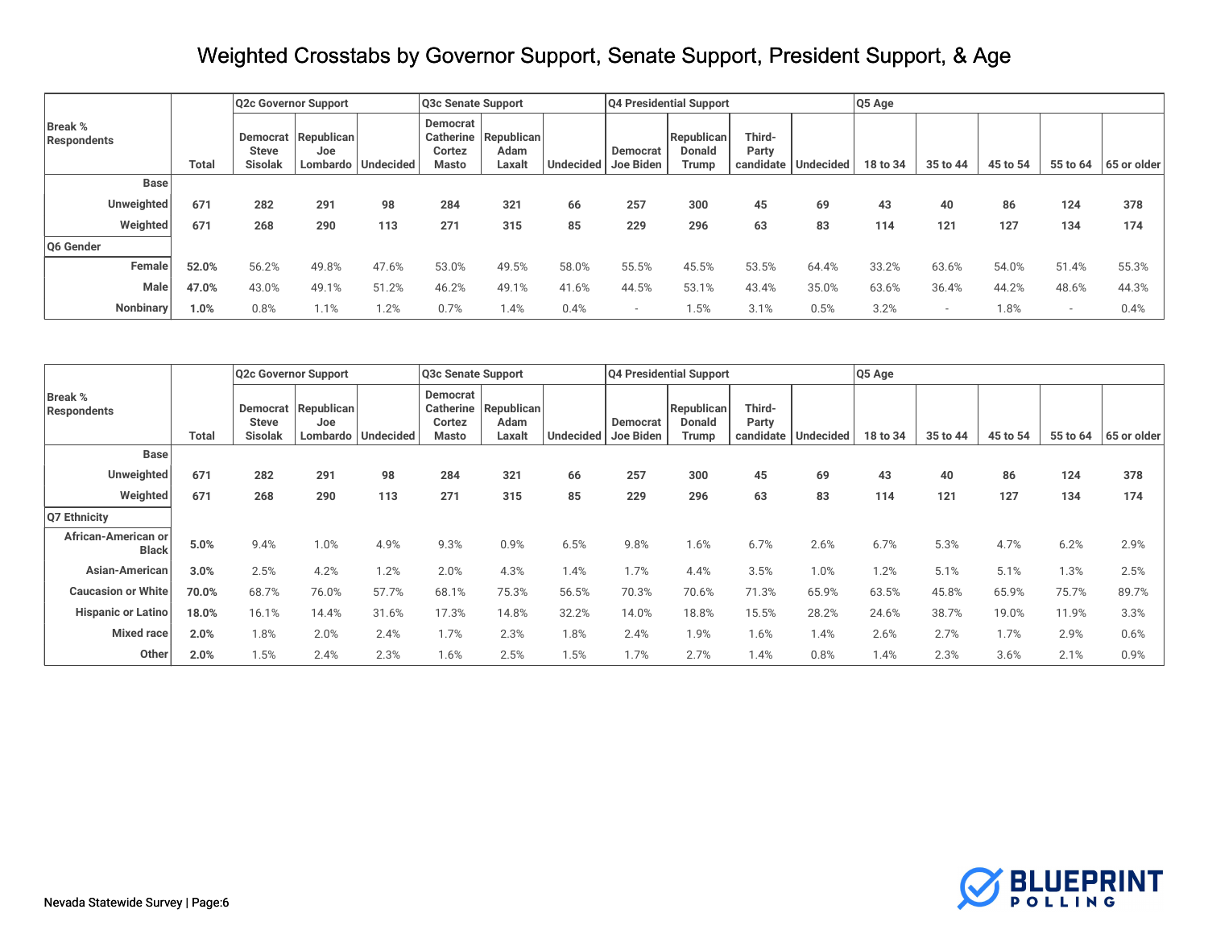# Weighted Crosstabs by Governor Support, Senate Support, President Support, & Age

| Break % Respondents | Total | Q2c Governor Support | | | Q3c Senate Support | | | Q4 Presidential Support | | | | Q5 Age | | | | |
|---|---|---|---|---|---|---|---|---|---|---|---|---|---|---|---|---|
| | | Democrat Steve Sisolak | Republican Joe Lombardo | Undecided | Democrat Catherine Cortez Masto | Republican Adam Laxalt | Undecided | Democrat Joe Biden | Republican Donald Trump | Third-Party candidate | Undecided | 18 to 34 | 35 to 44 | 45 to 54 | 55 to 64 | 65 or older |
| **Base** | | | | | | | | | | | | | | | | |
| **Unweighted** | **671** | **282** | **291** | **98** | **284** | **321** | **66** | **257** | **300** | **45** | **69** | **43** | **40** | **86** | **124** | **378** |
| **Weighted** | **671** | **268** | **290** | **113** | **271** | **315** | **85** | **229** | **296** | **63** | **83** | **114** | **121** | **127** | **134** | **174** |
| **Q6 Gender** | | | | | | | | | | | | | | | | |
| **Female** | **52.0%** | 56.2% | 49.8% | 47.6% | 53.0% | 49.5% | 58.0% | 55.5% | 45.5% | 53.5% | 64.4% | 33.2% | 63.6% | 54.0% | 51.4% | 55.3% |
| **Male** | **47.0%** | 43.0% | 49.1% | 51.2% | 46.2% | 49.1% | 41.6% | 44.5% | 53.1% | 43.4% | 35.0% | 63.6% | 36.4% | 44.2% | 48.6% | 44.3% |
| **Nonbinary** | **1.0%** | 0.8% | 1.1% | 1.2% | 0.7% | 1.4% | 0.4% | - | 1.5% | 3.1% | 0.5% | 3.2% | - | 1.8% | - | 0.4% |

| Break % Respondents | Total | Q2c Governor Support | | | Q3c Senate Support | | | Q4 Presidential Support | | | | Q5 Age | | | | |
|---|---|---|---|---|---|---|---|---|---|---|---|---|---|---|---|---|
| | | Democrat Steve Sisolak | Republican Joe Lombardo | Undecided | Democrat Catherine Cortez Masto | Republican Adam Laxalt | Undecided | Democrat Joe Biden | Republican Donald Trump | Third-Party candidate | Undecided | 18 to 34 | 35 to 44 | 45 to 54 | 55 to 64 | 65 or older |
| **Base** | | | | | | | | | | | | | | | | |
| **Unweighted** | **671** | **282** | **291** | **98** | **284** | **321** | **66** | **257** | **300** | **45** | **69** | **43** | **40** | **86** | **124** | **378** |
| **Weighted** | **671** | **268** | **290** | **113** | **271** | **315** | **85** | **229** | **296** | **63** | **83** | **114** | **121** | **127** | **134** | **174** |
| **Q7 Ethnicity** | | | | | | | | | | | | | | | | |
| **African-American or Black** | **5.0%** | 9.4% | 1.0% | 4.9% | 9.3% | 0.9% | 6.5% | 9.8% | 1.6% | 6.7% | 2.6% | 6.7% | 5.3% | 4.7% | 6.2% | 2.9% |
| **Asian-American** | **3.0%** | 2.5% | 4.2% | 1.2% | 2.0% | 4.3% | 1.4% | 1.7% | 4.4% | 3.5% | 1.0% | 1.2% | 5.1% | 5.1% | 1.3% | 2.5% |
| **Caucasion or White** | **70.0%** | 68.7% | 76.0% | 57.7% | 68.1% | 75.3% | 56.5% | 70.3% | 70.6% | 71.3% | 65.9% | 63.5% | 45.8% | 65.9% | 75.7% | 89.7% |
| **Hispanic or Latino** | **18.0%** | 16.1% | 14.4% | 31.6% | 17.3% | 14.8% | 32.2% | 14.0% | 18.8% | 15.5% | 28.2% | 24.6% | 38.7% | 19.0% | 11.9% | 3.3% |
| **Mixed race** | **2.0%** | 1.8% | 2.0% | 2.4% | 1.7% | 2.3% | 1.8% | 2.4% | 1.9% | 1.6% | 1.4% | 2.6% | 2.7% | 1.7% | 2.9% | 0.6% |
| **Other** | **2.0%** | 1.5% | 2.4% | 2.3% | 1.6% | 2.5% | 1.5% | 1.7% | 2.7% | 1.4% | 0.8% | 1.4% | 2.3% | 3.6% | 2.1% | 0.9% |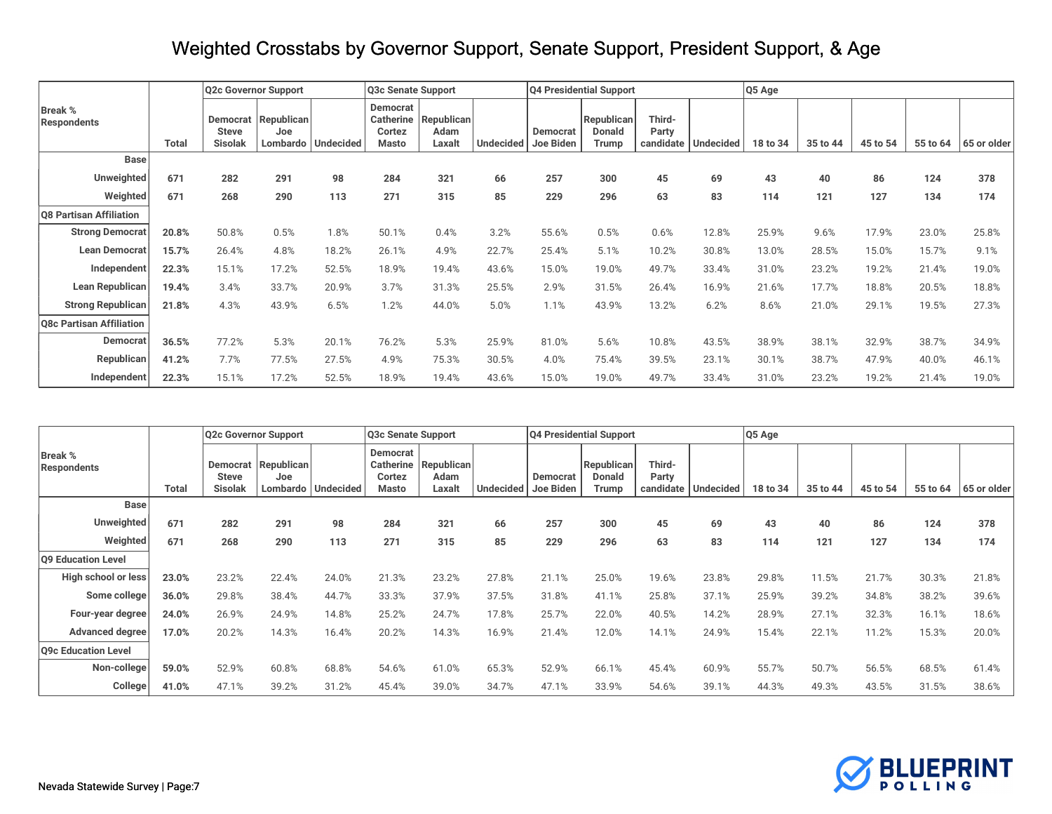# Weighted Crosstabs by Governor Support, Senate Support, President Support, & Age

| Break % Respondents | Total | Q2c Governor Support | | | Q3c Senate Support | | | Q4 Presidential Support | | | | Q5 Age | | | | |
|---|---|---|---|---|---|---|---|---|---|---|---|---|---|---|---|---|
| | | Democrat Steve Sisolak | Republican Joe Lombardo | Undecided | Democrat Catherine Cortez Masto | Republican Adam Laxalt | Undecided | Democrat Joe Biden | Republican Donald Trump | Third-Party candidate | Undecided | 18 to 34 | 35 to 44 | 45 to 54 | 55 to 64 | 65 or older |
| **Base** | | | | | | | | | | | | | | | | |
| **Unweighted** | **671** | **282** | **291** | **98** | **284** | **321** | **66** | **257** | **300** | **45** | **69** | **43** | **40** | **86** | **124** | **378** |
| **Weighted** | **671** | **268** | **290** | **113** | **271** | **315** | **85** | **229** | **296** | **63** | **83** | **114** | **121** | **127** | **134** | **174** |
| **Q8 Partisan Affiliation** | | | | | | | | | | | | | | | | |
| **Strong Democrat** | **20.8%** | 50.8% | 0.5% | 1.8% | 50.1% | 0.4% | 3.2% | 55.6% | 0.5% | 0.6% | 12.8% | 25.9% | 9.6% | 17.9% | 23.0% | 25.8% |
| **Lean Democrat** | **15.7%** | 26.4% | 4.8% | 18.2% | 26.1% | 4.9% | 22.7% | 25.4% | 5.1% | 10.2% | 30.8% | 13.0% | 28.5% | 15.0% | 15.7% | 9.1% |
| **Independent** | **22.3%** | 15.1% | 17.2% | 52.5% | 18.9% | 19.4% | 43.6% | 15.0% | 19.0% | 49.7% | 33.4% | 31.0% | 23.2% | 19.2% | 21.4% | 19.0% |
| **Lean Republican** | **19.4%** | 3.4% | 33.7% | 20.9% | 3.7% | 31.3% | 25.5% | 2.9% | 31.5% | 26.4% | 16.9% | 21.6% | 17.7% | 18.8% | 20.5% | 18.8% |
| **Strong Republican** | **21.8%** | 4.3% | 43.9% | 6.5% | 1.2% | 44.0% | 5.0% | 1.1% | 43.9% | 13.2% | 6.2% | 8.6% | 21.0% | 29.1% | 19.5% | 27.3% |
| **Q8c Partisan Affiliation** | | | | | | | | | | | | | | | | |
| **Democrat** | **36.5%** | 77.2% | 5.3% | 20.1% | 76.2% | 5.3% | 25.9% | 81.0% | 5.6% | 10.8% | 43.5% | 38.9% | 38.1% | 32.9% | 38.7% | 34.9% |
| **Republican** | **41.2%** | 7.7% | 77.5% | 27.5% | 4.9% | 75.3% | 30.5% | 4.0% | 75.4% | 39.5% | 23.1% | 30.1% | 38.7% | 47.9% | 40.0% | 46.1% |
| **Independent** | **22.3%** | 15.1% | 17.2% | 52.5% | 18.9% | 19.4% | 43.6% | 15.0% | 19.0% | 49.7% | 33.4% | 31.0% | 23.2% | 19.2% | 21.4% | 19.0% |

| Break % Respondents | Total | Q2c Governor Support | | | Q3c Senate Support | | | Q4 Presidential Support | | | | Q5 Age | | | | |
|---|---|---|---|---|---|---|---|---|---|---|---|---|---|---|---|---|
| | | Democrat Steve Sisolak | Republican Joe Lombardo | Undecided | Democrat Catherine Cortez Masto | Republican Adam Laxalt | Undecided | Democrat Joe Biden | Republican Donald Trump | Third-Party candidate | Undecided | 18 to 34 | 35 to 44 | 45 to 54 | 55 to 64 | 65 or older |
| **Base** | | | | | | | | | | | | | | | | |
| **Unweighted** | **671** | **282** | **291** | **98** | **284** | **321** | **66** | **257** | **300** | **45** | **69** | **43** | **40** | **86** | **124** | **378** |
| **Weighted** | **671** | **268** | **290** | **113** | **271** | **315** | **85** | **229** | **296** | **63** | **83** | **114** | **121** | **127** | **134** | **174** |
| **Q9 Education Level** | | | | | | | | | | | | | | | | |
| **High school or less** | **23.0%** | 23.2% | 22.4% | 24.0% | 21.3% | 23.2% | 27.8% | 21.1% | 25.0% | 19.6% | 23.8% | 29.8% | 11.5% | 21.7% | 30.3% | 21.8% |
| **Some college** | **36.0%** | 29.8% | 38.4% | 44.7% | 33.3% | 37.9% | 37.5% | 31.8% | 41.1% | 25.8% | 37.1% | 25.9% | 39.2% | 34.8% | 38.2% | 39.6% |
| **Four-year degree** | **24.0%** | 26.9% | 24.9% | 14.8% | 25.2% | 24.7% | 17.8% | 25.7% | 22.0% | 40.5% | 14.2% | 28.9% | 27.1% | 32.3% | 16.1% | 18.6% |
| **Advanced degree** | **17.0%** | 20.2% | 14.3% | 16.4% | 20.2% | 14.3% | 16.9% | 21.4% | 12.0% | 14.1% | 24.9% | 15.4% | 22.1% | 11.2% | 15.3% | 20.0% |
| **Q9c Education Level** | | | | | | | | | | | | | | | | |
| **Non-college** | **59.0%** | 52.9% | 60.8% | 68.8% | 54.6% | 61.0% | 65.3% | 52.9% | 66.1% | 45.4% | 60.9% | 55.7% | 50.7% | 56.5% | 68.5% | 61.4% |
| **College** | **41.0%** | 47.1% | 39.2% | 31.2% | 45.4% | 39.0% | 34.7% | 47.1% | 33.9% | 54.6% | 39.1% | 44.3% | 49.3% | 43.5% | 31.5% | 38.6% |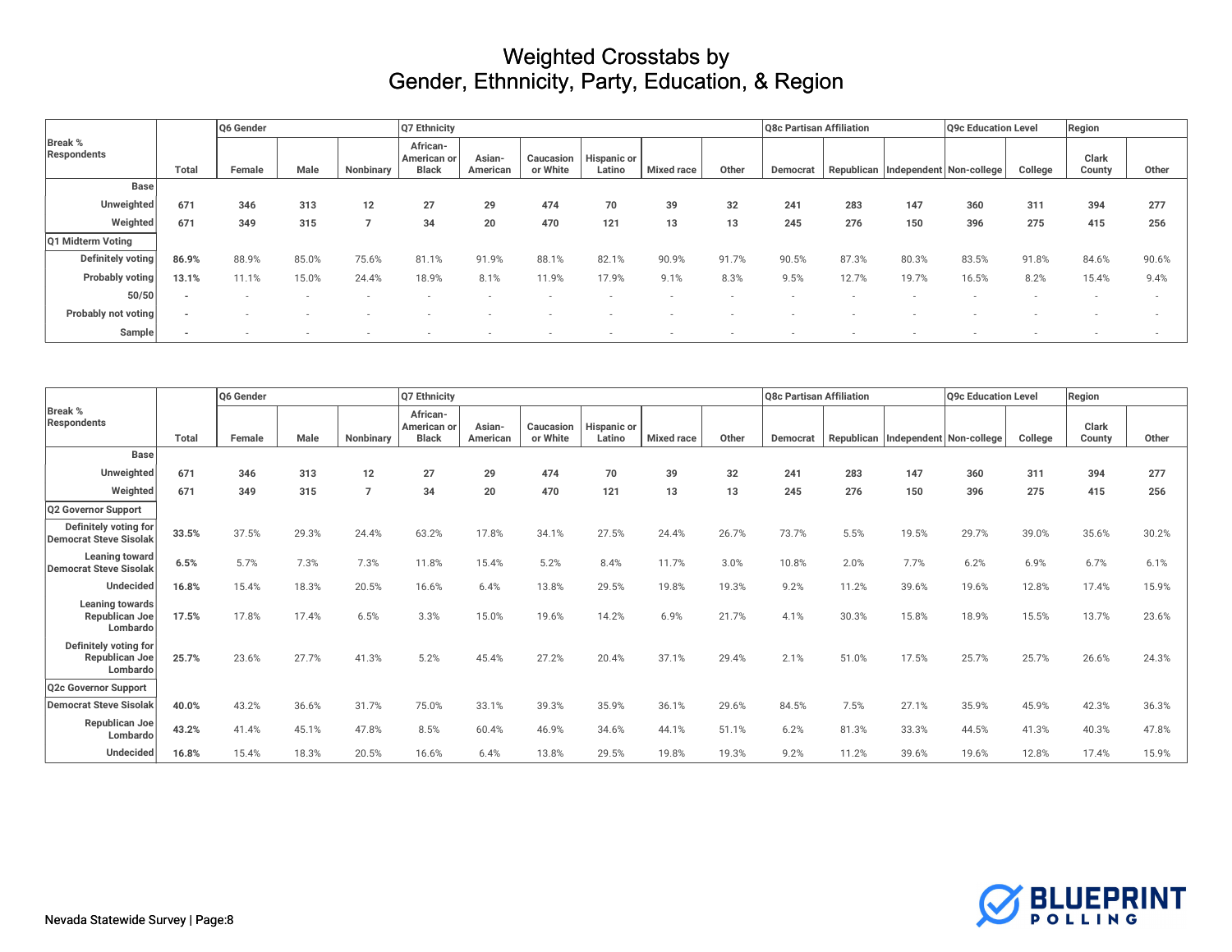# Weighted Crosstabs by
# Gender, Ethnnicity, Party, Education, & Region

| Break % Respondents | Total | Q6 Gender | | | Q7 Ethnicity | | | | | | Q8c Partisan Affiliation | | | Q9c Education Level | | Region | |
|---|---|---|---|---|---|---|---|---|---|---|---|---|---|---|---|---|---|
| | | Female | Male | Nonbinary | African-American or Black | Asian-American | Caucasion or White | Hispanic or Latino | Mixed race | Other | Democrat | Republican | Independent | Non-college | College | Clark County | Other |
| **Base** | | | | | | | | | | | | | | | | | |
| **Unweighted** | **671** | **346** | **313** | **12** | **27** | **29** | **474** | **70** | **39** | **32** | **241** | **283** | **147** | **360** | **311** | **394** | **277** |
| **Weighted** | **671** | **349** | **315** | **7** | **34** | **20** | **470** | **121** | **13** | **13** | **245** | **276** | **150** | **396** | **275** | **415** | **256** |
| **Q1 Midterm Voting** | | | | | | | | | | | | | | | | | |
| **Definitely voting** | **86.9%** | 88.9% | 85.0% | 75.6% | 81.1% | 91.9% | 88.1% | 82.1% | 90.9% | 91.7% | 90.5% | 87.3% | 80.3% | 83.5% | 91.8% | 84.6% | 90.6% |
| **Probably voting** | **13.1%** | 11.1% | 15.0% | 24.4% | 18.9% | 8.1% | 11.9% | 17.9% | 9.1% | 8.3% | 9.5% | 12.7% | 19.7% | 16.5% | 8.2% | 15.4% | 9.4% |
| **50/50** | **-** | - | - | - | - | - | - | - | - | - | - | - | - | - | - | - | - |
| **Probably not voting** | **-** | - | - | - | - | - | - | - | - | - | - | - | - | - | - | - | - |
| **Sample** | **-** | - | - | - | - | - | - | - | - | - | - | - | - | - | - | - | - |

| Break % Respondents | Total | Q6 Gender | | | Q7 Ethnicity | | | | | | Q8c Partisan Affiliation | | | Q9c Education Level | | Region | |
|---|---|---|---|---|---|---|---|---|---|---|---|---|---|---|---|---|---|
| | | Female | Male | Nonbinary | African-American or Black | Asian-American | Caucasion or White | Hispanic or Latino | Mixed race | Other | Democrat | Republican | Independent | Non-college | College | Clark County | Other |
| **Base** | | | | | | | | | | | | | | | | | |
| **Unweighted** | **671** | **346** | **313** | **12** | **27** | **29** | **474** | **70** | **39** | **32** | **241** | **283** | **147** | **360** | **311** | **394** | **277** |
| **Weighted** | **671** | **349** | **315** | **7** | **34** | **20** | **470** | **121** | **13** | **13** | **245** | **276** | **150** | **396** | **275** | **415** | **256** |
| **Q2 Governor Support** | | | | | | | | | | | | | | | | | |
| **Definitely voting for Democrat Steve Sisolak** | **33.5%** | 37.5% | 29.3% | 24.4% | 63.2% | 17.8% | 34.1% | 27.5% | 24.4% | 26.7% | 73.7% | 5.5% | 19.5% | 29.7% | 39.0% | 35.6% | 30.2% |
| **Leaning toward Democrat Steve Sisolak** | **6.5%** | 5.7% | 7.3% | 7.3% | 11.8% | 15.4% | 5.2% | 8.4% | 11.7% | 3.0% | 10.8% | 2.0% | 7.7% | 6.2% | 6.9% | 6.7% | 6.1% |
| **Undecided** | **16.8%** | 15.4% | 18.3% | 20.5% | 16.6% | 6.4% | 13.8% | 29.5% | 19.8% | 19.3% | 9.2% | 11.2% | 39.6% | 19.6% | 12.8% | 17.4% | 15.9% |
| **Leaning towards Republican Joe Lombardo** | **17.5%** | 17.8% | 17.4% | 6.5% | 3.3% | 15.0% | 19.6% | 14.2% | 6.9% | 21.7% | 4.1% | 30.3% | 15.8% | 18.9% | 15.5% | 13.7% | 23.6% |
| **Definitely voting for Republican Joe Lombardo** | **25.7%** | 23.6% | 27.7% | 41.3% | 5.2% | 45.4% | 27.2% | 20.4% | 37.1% | 29.4% | 2.1% | 51.0% | 17.5% | 25.7% | 25.7% | 26.6% | 24.3% |
| **Q2c Governor Support** | | | | | | | | | | | | | | | | | |
| **Democrat Steve Sisolak** | **40.0%** | 43.2% | 36.6% | 31.7% | 75.0% | 33.1% | 39.3% | 35.9% | 36.1% | 29.6% | 84.5% | 7.5% | 27.1% | 35.9% | 45.9% | 42.3% | 36.3% |
| **Republican Joe Lombardo** | **43.2%** | 41.4% | 45.1% | 47.8% | 8.5% | 60.4% | 46.9% | 34.6% | 44.1% | 51.1% | 6.2% | 81.3% | 33.3% | 44.5% | 41.3% | 40.3% | 47.8% |
| **Undecided** | **16.8%** | 15.4% | 18.3% | 20.5% | 16.6% | 6.4% | 13.8% | 29.5% | 19.8% | 19.3% | 9.2% | 11.2% | 39.6% | 19.6% | 12.8% | 17.4% | 15.9% |

BLUEPRINT POLLING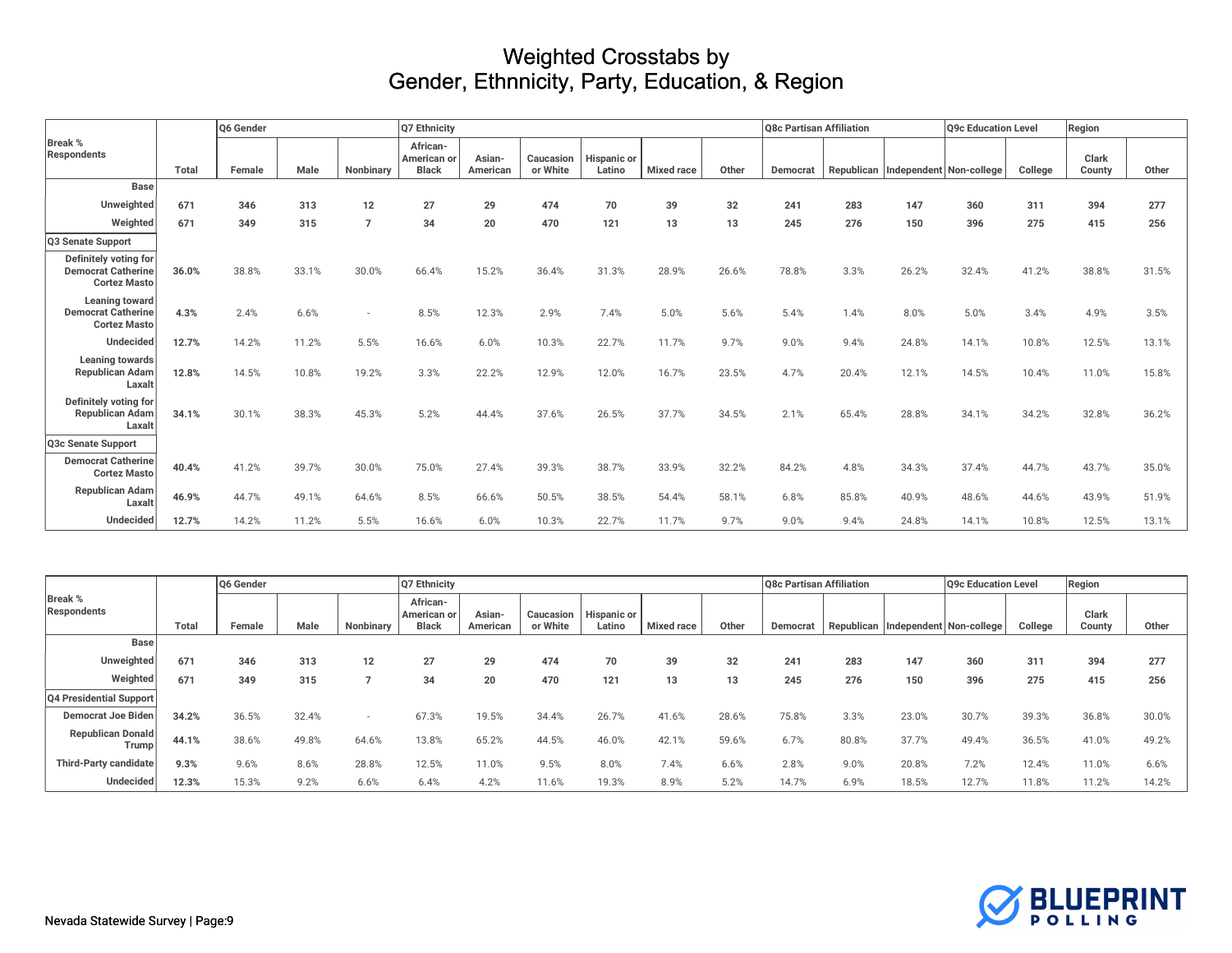# Weighted Crosstabs by
# Gender, Ethnnicity, Party, Education, & Region

| Break % Respondents | Total | Q6 Gender | | | Q7 Ethnicity | | | | | | Q8c Partisan Affiliation | | | Q9c Education Level | | Region | |
|---|---|---|---|---|---|---|---|---|---|---|---|---|---|---|---|---|---|
| | | Female | Male | Nonbinary | African-American or Black | Asian-American | Caucasion or White | Hispanic or Latino | Mixed race | Other | Democrat | Republican | Independent | Non-college | College | Clark County | Other |
| **Base** | | | | | | | | | | | | | | | | | |
| **Unweighted** | 671 | 346 | 313 | 12 | 27 | 29 | 474 | 70 | 39 | 32 | 241 | 283 | 147 | 360 | 311 | 394 | 277 |
| **Weighted** | 671 | 349 | 315 | 7 | 34 | 20 | 470 | 121 | 13 | 13 | 245 | 276 | 150 | 396 | 275 | 415 | 256 |
| **Q3 Senate Support** | | | | | | | | | | | | | | | | | |
| Definitely voting for Democrat Catherine Cortez Masto | 36.0% | 38.8% | 33.1% | 30.0% | 66.4% | 15.2% | 36.4% | 31.3% | 28.9% | 26.6% | 78.8% | 3.3% | 26.2% | 32.4% | 41.2% | 38.8% | 31.5% |
| Leaning toward Democrat Catherine Cortez Masto | 4.3% | 2.4% | 6.6% | - | 8.5% | 12.3% | 2.9% | 7.4% | 5.0% | 5.6% | 5.4% | 1.4% | 8.0% | 5.0% | 3.4% | 4.9% | 3.5% |
| Undecided | 12.7% | 14.2% | 11.2% | 5.5% | 16.6% | 6.0% | 10.3% | 22.7% | 11.7% | 9.7% | 9.0% | 9.4% | 24.8% | 14.1% | 10.8% | 12.5% | 13.1% |
| Leaning towards Republican Adam Laxalt | 12.8% | 14.5% | 10.8% | 19.2% | 3.3% | 22.2% | 12.9% | 12.0% | 16.7% | 23.5% | 4.7% | 20.4% | 12.1% | 14.5% | 10.4% | 11.0% | 15.8% |
| Definitely voting for Republican Adam Laxalt | 34.1% | 30.1% | 38.3% | 45.3% | 5.2% | 44.4% | 37.6% | 26.5% | 37.7% | 34.5% | 2.1% | 65.4% | 28.8% | 34.1% | 34.2% | 32.8% | 36.2% |
| **Q3c Senate Support** | | | | | | | | | | | | | | | | | |
| Democrat Catherine Cortez Masto | 40.4% | 41.2% | 39.7% | 30.0% | 75.0% | 27.4% | 39.3% | 38.7% | 33.9% | 32.2% | 84.2% | 4.8% | 34.3% | 37.4% | 44.7% | 43.7% | 35.0% |
| Republican Adam Laxalt | 46.9% | 44.7% | 49.1% | 64.6% | 8.5% | 66.6% | 50.5% | 38.5% | 54.4% | 58.1% | 6.8% | 85.8% | 40.9% | 48.6% | 44.6% | 43.9% | 51.9% |
| Undecided | 12.7% | 14.2% | 11.2% | 5.5% | 16.6% | 6.0% | 10.3% | 22.7% | 11.7% | 9.7% | 9.0% | 9.4% | 24.8% | 14.1% | 10.8% | 12.5% | 13.1% |

| Break % Respondents | Total | Q6 Gender | | | Q7 Ethnicity | | | | | | Q8c Partisan Affiliation | | | Q9c Education Level | | Region | |
|---|---|---|---|---|---|---|---|---|---|---|---|---|---|---|---|---|---|
| | | Female | Male | Nonbinary | African-American or Black | Asian-American | Caucasion or White | Hispanic or Latino | Mixed race | Other | Democrat | Republican | Independent | Non-college | College | Clark County | Other |
| **Base** | | | | | | | | | | | | | | | | | |
| **Unweighted** | 671 | 346 | 313 | 12 | 27 | 29 | 474 | 70 | 39 | 32 | 241 | 283 | 147 | 360 | 311 | 394 | 277 |
| **Weighted** | 671 | 349 | 315 | 7 | 34 | 20 | 470 | 121 | 13 | 13 | 245 | 276 | 150 | 396 | 275 | 415 | 256 |
| **Q4 Presidential Support** | | | | | | | | | | | | | | | | | |
| Democrat Joe Biden | 34.2% | 36.5% | 32.4% | - | 67.3% | 19.5% | 34.4% | 26.7% | 41.6% | 28.6% | 75.8% | 3.3% | 23.0% | 30.7% | 39.3% | 36.8% | 30.0% |
| Republican Donald Trump | 44.1% | 38.6% | 49.8% | 64.6% | 13.8% | 65.2% | 44.5% | 46.0% | 42.1% | 59.6% | 6.7% | 80.8% | 37.7% | 49.4% | 36.5% | 41.0% | 49.2% |
| Third-Party candidate | 9.3% | 9.6% | 8.6% | 28.8% | 12.5% | 11.0% | 9.5% | 8.0% | 7.4% | 6.6% | 2.8% | 9.0% | 20.8% | 7.2% | 12.4% | 11.0% | 6.6% |
| Undecided | 12.3% | 15.3% | 9.2% | 6.6% | 6.4% | 4.2% | 11.6% | 19.3% | 8.9% | 5.2% | 14.7% | 6.9% | 18.5% | 12.7% | 11.8% | 11.2% | 14.2% |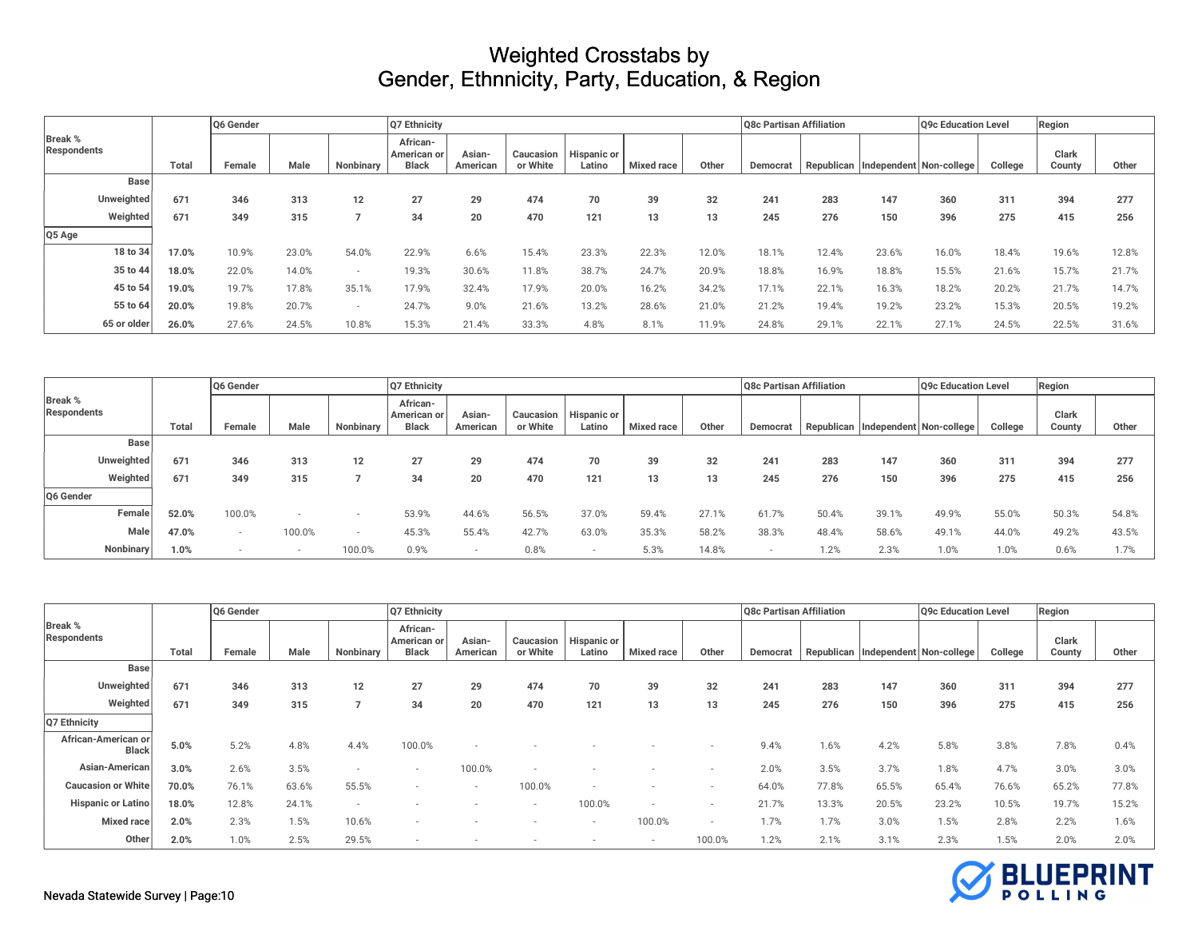# Weighted Crosstabs by
# Gender, Ethnnicity, Party, Education, & Region

| Break % Respondents | Total | Q6 Gender | | | Q7 Ethnicity | | | | | | Q8c Partisan Affiliation | | | Q9c Education Level | | Region | |
|---|---|---|---|---|---|---|---|---|---|---|---|---|---|---|---|---|---|
| | | Female | Male | Nonbinary | African-American or Black | Asian-American | Caucasion or White | Hispanic or Latino | Mixed race | Other | Democrat | Republican | Independent | Non-college | College | Clark County | Other |
| **Base** | | | | | | | | | | | | | | | | | |
| **Unweighted** | **671** | **346** | **313** | **12** | **27** | **29** | **474** | **70** | **39** | **32** | **241** | **283** | **147** | **360** | **311** | **394** | **277** |
| **Weighted** | **671** | **349** | **315** | **7** | **34** | **20** | **470** | **121** | **13** | **13** | **245** | **276** | **150** | **396** | **275** | **415** | **256** |
| **Q5 Age** | | | | | | | | | | | | | | | | | |
| 18 to 34 | **17.0%** | 10.9% | 23.0% | 54.0% | 22.9% | 6.6% | 15.4% | 23.3% | 22.3% | 12.0% | 18.1% | 12.4% | 23.6% | 16.0% | 18.4% | 19.6% | 12.8% |
| 35 to 44 | **18.0%** | 22.0% | 14.0% | - | 19.3% | 30.6% | 11.8% | 38.7% | 24.7% | 20.9% | 18.8% | 16.9% | 18.8% | 15.5% | 21.6% | 15.7% | 21.7% |
| 45 to 54 | **19.0%** | 19.7% | 17.8% | 35.1% | 17.9% | 32.4% | 17.9% | 20.0% | 16.2% | 34.2% | 17.1% | 22.1% | 16.3% | 18.2% | 20.2% | 21.7% | 14.7% |
| 55 to 64 | **20.0%** | 19.8% | 20.7% | - | 24.7% | 9.0% | 21.6% | 13.2% | 28.6% | 21.0% | 21.2% | 19.4% | 19.2% | 23.2% | 15.3% | 20.5% | 19.2% |
| 65 or older | **26.0%** | 27.6% | 24.5% | 10.8% | 15.3% | 21.4% | 33.3% | 4.8% | 8.1% | 11.9% | 24.8% | 29.1% | 22.1% | 27.1% | 24.5% | 22.5% | 31.6% |

| Break % Respondents | Total | Q6 Gender | | | Q7 Ethnicity | | | | | | Q8c Partisan Affiliation | | | Q9c Education Level | | Region | |
|---|---|---|---|---|---|---|---|---|---|---|---|---|---|---|---|---|---|
| | | Female | Male | Nonbinary | African-American or Black | Asian-American | Caucasion or White | Hispanic or Latino | Mixed race | Other | Democrat | Republican | Independent | Non-college | College | Clark County | Other |
| **Base** | | | | | | | | | | | | | | | | | |
| **Unweighted** | **671** | **346** | **313** | **12** | **27** | **29** | **474** | **70** | **39** | **32** | **241** | **283** | **147** | **360** | **311** | **394** | **277** |
| **Weighted** | **671** | **349** | **315** | **7** | **34** | **20** | **470** | **121** | **13** | **13** | **245** | **276** | **150** | **396** | **275** | **415** | **256** |
| **Q6 Gender** | | | | | | | | | | | | | | | | | |
| Female | **52.0%** | 100.0% | - | - | 53.9% | 44.6% | 56.5% | 37.0% | 59.4% | 27.1% | 61.7% | 50.4% | 39.1% | 49.9% | 55.0% | 50.3% | 54.8% |
| Male | **47.0%** | - | 100.0% | - | 45.3% | 55.4% | 42.7% | 63.0% | 35.3% | 58.2% | 38.3% | 48.4% | 58.6% | 49.1% | 44.0% | 49.2% | 43.5% |
| Nonbinary | **1.0%** | - | - | 100.0% | 0.9% | - | 0.8% | - | 5.3% | 14.8% | - | 1.2% | 2.3% | 1.0% | 1.0% | 0.6% | 1.7% |

| Break % Respondents | Total | Q6 Gender | | | Q7 Ethnicity | | | | | | Q8c Partisan Affiliation | | | Q9c Education Level | | Region | |
|---|---|---|---|---|---|---|---|---|---|---|---|---|---|---|---|---|---|
| | | Female | Male | Nonbinary | African-American or Black | Asian-American | Caucasion or White | Hispanic or Latino | Mixed race | Other | Democrat | Republican | Independent | Non-college | College | Clark County | Other |
| **Base** | | | | | | | | | | | | | | | | | |
| **Unweighted** | **671** | **346** | **313** | **12** | **27** | **29** | **474** | **70** | **39** | **32** | **241** | **283** | **147** | **360** | **311** | **394** | **277** |
| **Weighted** | **671** | **349** | **315** | **7** | **34** | **20** | **470** | **121** | **13** | **13** | **245** | **276** | **150** | **396** | **275** | **415** | **256** |
| **Q7 Ethnicity** | | | | | | | | | | | | | | | | | |
| African-American or Black | **5.0%** | 5.2% | 4.8% | 4.4% | 100.0% | - | - | - | - | - | 9.4% | 1.6% | 4.2% | 5.8% | 3.8% | 7.8% | 0.4% |
| Asian-American | **3.0%** | 2.6% | 3.5% | - | - | 100.0% | - | - | - | - | 2.0% | 3.5% | 3.7% | 1.8% | 4.7% | 3.0% | 3.0% |
| Caucasion or White | **70.0%** | 76.1% | 63.6% | 55.5% | - | - | 100.0% | - | - | - | 64.0% | 77.8% | 65.5% | 65.4% | 76.6% | 65.2% | 77.8% |
| Hispanic or Latino | **18.0%** | 12.8% | 24.1% | - | - | - | - | 100.0% | - | - | 21.7% | 13.3% | 20.5% | 23.2% | 10.5% | 19.7% | 15.2% |
| Mixed race | **2.0%** | 2.3% | 1.5% | 10.6% | - | - | - | - | 100.0% | - | 1.7% | 1.7% | 3.0% | 1.5% | 2.8% | 2.2% | 1.6% |
| Other | **2.0%** | 1.0% | 2.5% | 29.5% | - | - | - | - | - | 100.0% | 1.2% | 2.1% | 3.1% | 2.3% | 1.5% | 2.0% | 2.0% |

Nevada Statewide Survey | Page:10

BLUEPRINT POLLING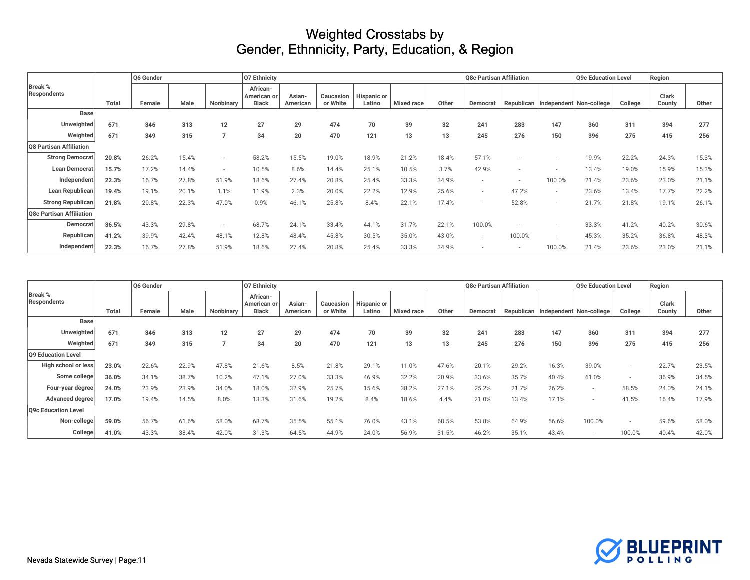# Weighted Crosstabs by Gender, Ethnnicity, Party, Education, & Region

| Break % Respondents | Total | Q6 Gender | | | Q7 Ethnicity | | | | | | Q8c Partisan Affiliation | | | Q9c Education Level | | Region | |
|---|---|---|---|---|---|---|---|---|---|---|---|---|---|---|---|---|---|
| | | Female | Male | Nonbinary | African-American or Black | Asian-American | Caucasion or White | Hispanic or Latino | Mixed race | Other | Democrat | Republican | Independent | Non-college | College | Clark County | Other |
| **Base** | | | | | | | | | | | | | | | | | |
| **Unweighted** | **671** | **346** | **313** | **12** | **27** | **29** | **474** | **70** | **39** | **32** | **241** | **283** | **147** | **360** | **311** | **394** | **277** |
| **Weighted** | **671** | **349** | **315** | **7** | **34** | **20** | **470** | **121** | **13** | **13** | **245** | **276** | **150** | **396** | **275** | **415** | **256** |
| **Q8 Partisan Affiliation** | | | | | | | | | | | | | | | | | |
| **Strong Democrat** | **20.8%** | 26.2% | 15.4% | - | 58.2% | 15.5% | 19.0% | 18.9% | 21.2% | 18.4% | 57.1% | - | - | 19.9% | 22.2% | 24.3% | 15.3% |
| **Lean Democrat** | **15.7%** | 17.2% | 14.4% | - | 10.5% | 8.6% | 14.4% | 25.1% | 10.5% | 3.7% | 42.9% | - | - | 13.4% | 19.0% | 15.9% | 15.3% |
| **Independent** | **22.3%** | 16.7% | 27.8% | 51.9% | 18.6% | 27.4% | 20.8% | 25.4% | 33.3% | 34.9% | - | - | 100.0% | 21.4% | 23.6% | 23.0% | 21.1% |
| **Lean Republican** | **19.4%** | 19.1% | 20.1% | 1.1% | 11.9% | 2.3% | 20.0% | 22.2% | 12.9% | 25.6% | - | 47.2% | - | 23.6% | 13.4% | 17.7% | 22.2% |
| **Strong Republican** | **21.8%** | 20.8% | 22.3% | 47.0% | 0.9% | 46.1% | 25.8% | 8.4% | 22.1% | 17.4% | - | 52.8% | - | 21.7% | 21.8% | 19.1% | 26.1% |
| **Q8c Partisan Affiliation** | | | | | | | | | | | | | | | | | |
| **Democrat** | **36.5%** | 43.3% | 29.8% | - | 68.7% | 24.1% | 33.4% | 44.1% | 31.7% | 22.1% | 100.0% | - | - | 33.3% | 41.2% | 40.2% | 30.6% |
| **Republican** | **41.2%** | 39.9% | 42.4% | 48.1% | 12.8% | 48.4% | 45.8% | 30.5% | 35.0% | 43.0% | - | 100.0% | - | 45.3% | 35.2% | 36.8% | 48.3% |
| **Independent** | **22.3%** | 16.7% | 27.8% | 51.9% | 18.6% | 27.4% | 20.8% | 25.4% | 33.3% | 34.9% | - | - | 100.0% | 21.4% | 23.6% | 23.0% | 21.1% |

| Break % Respondents | Total | Q6 Gender | | | Q7 Ethnicity | | | | | | Q8c Partisan Affiliation | | | Q9c Education Level | | Region | |
|---|---|---|---|---|---|---|---|---|---|---|---|---|---|---|---|---|---|
| | | Female | Male | Nonbinary | African-American or Black | Asian-American | Caucasion or White | Hispanic or Latino | Mixed race | Other | Democrat | Republican | Independent | Non-college | College | Clark County | Other |
| **Base** | | | | | | | | | | | | | | | | | |
| **Unweighted** | **671** | **346** | **313** | **12** | **27** | **29** | **474** | **70** | **39** | **32** | **241** | **283** | **147** | **360** | **311** | **394** | **277** |
| **Weighted** | **671** | **349** | **315** | **7** | **34** | **20** | **470** | **121** | **13** | **13** | **245** | **276** | **150** | **396** | **275** | **415** | **256** |
| **Q9 Education Level** | | | | | | | | | | | | | | | | | |
| **High school or less** | **23.0%** | 22.6% | 22.9% | 47.8% | 21.6% | 8.5% | 21.8% | 29.1% | 11.0% | 47.6% | 20.1% | 29.2% | 16.3% | 39.0% | - | 22.7% | 23.5% |
| **Some college** | **36.0%** | 34.1% | 38.7% | 10.2% | 47.1% | 27.0% | 33.3% | 46.9% | 32.2% | 20.9% | 33.6% | 35.7% | 40.4% | 61.0% | - | 36.9% | 34.5% |
| **Four-year degree** | **24.0%** | 23.9% | 23.9% | 34.0% | 18.0% | 32.9% | 25.7% | 15.6% | 38.2% | 27.1% | 25.2% | 21.7% | 26.2% | - | 58.5% | 24.0% | 24.1% |
| **Advanced degree** | **17.0%** | 19.4% | 14.5% | 8.0% | 13.3% | 31.6% | 19.2% | 8.4% | 18.6% | 4.4% | 21.0% | 13.4% | 17.1% | - | 41.5% | 16.4% | 17.9% |
| **Q9c Education Level** | | | | | | | | | | | | | | | | | |
| **Non-college** | **59.0%** | 56.7% | 61.6% | 58.0% | 68.7% | 35.5% | 55.1% | 76.0% | 43.1% | 68.5% | 53.8% | 64.9% | 56.6% | 100.0% | - | 59.6% | 58.0% |
| **College** | **41.0%** | 43.3% | 38.4% | 42.0% | 31.3% | 64.5% | 44.9% | 24.0% | 56.9% | 31.5% | 46.2% | 35.1% | 43.4% | - | 100.0% | 40.4% | 42.0% |